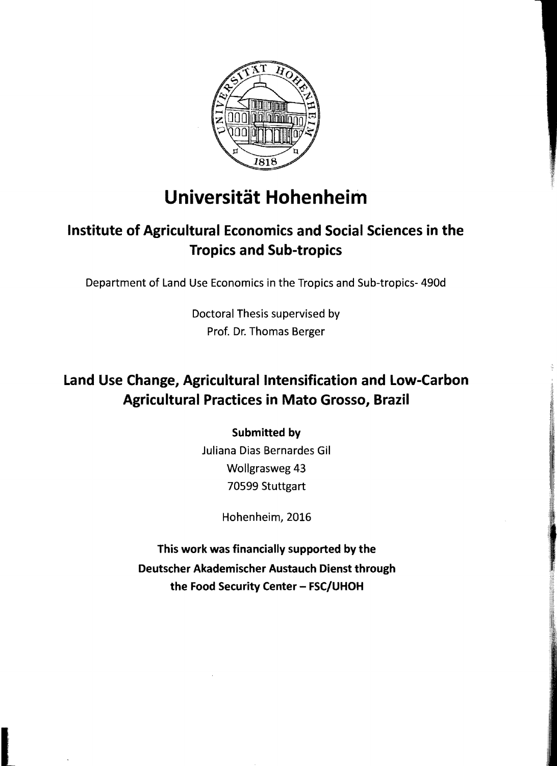# Universität Hohenheim

## Institute of Agricultural Economics and Social Sciences in the Tropics and Sub-tropics

Department of Land Use Economics in the Tropics and Sub-tropics- 490d

Doctoral Thesis supervised by
Prof. Dr. Thomas Berger

## Land Use Change, Agricultural Intensification and Low-Carbon Agricultural Practices in Mato Grosso, Brazil

**Submitted by**

Juliana Dias Bernardes Gil
Wollgrasweg 43
70599 Stuttgart

Hohenheim, 2016

**This work was financially supported by the Deutscher Akademischer Austauch Dienst through the Food Security Center – FSC/UHOH**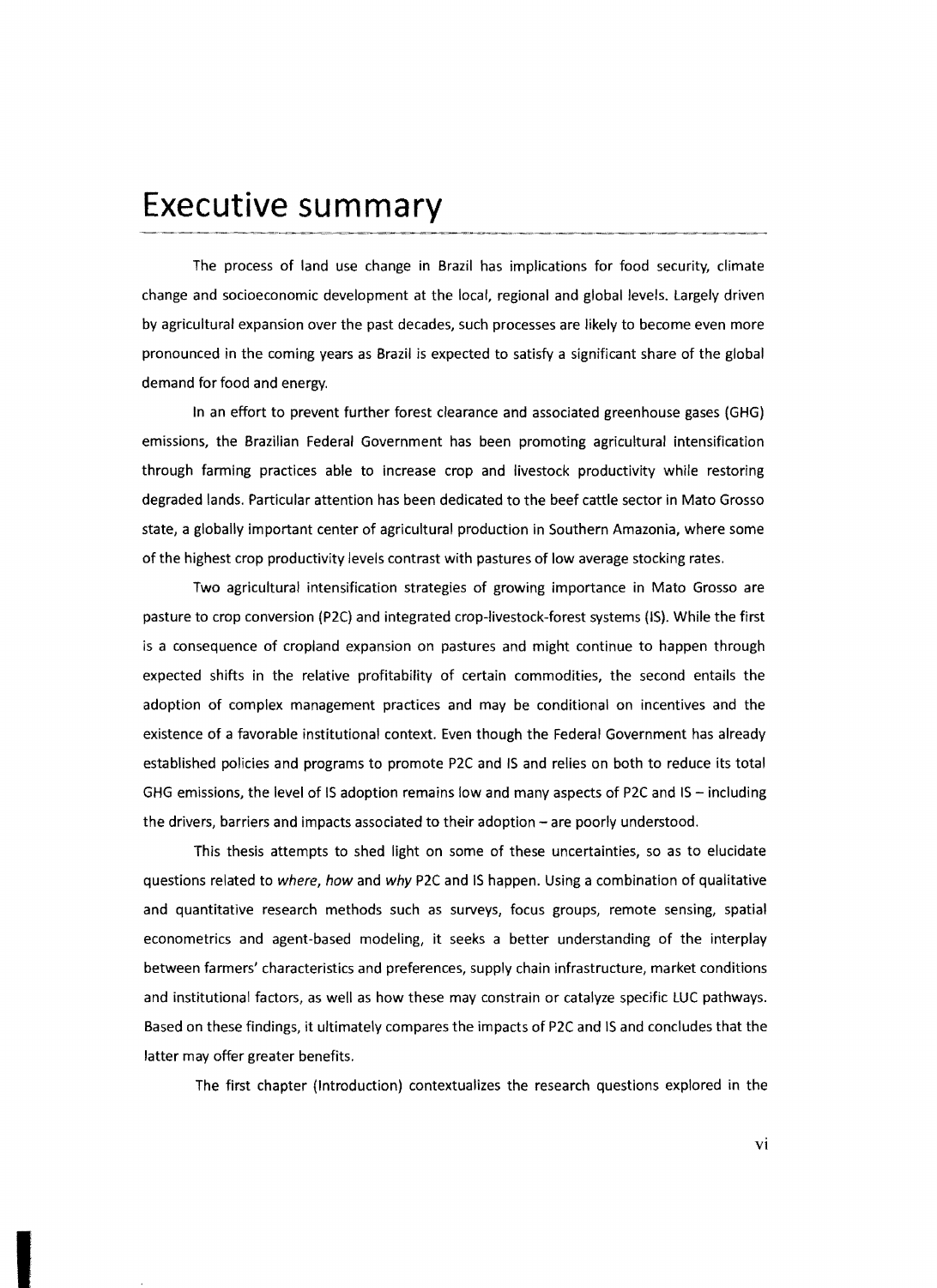# Executive summary

The process of land use change in Brazil has implications for food security, climate change and socioeconomic development at the local, regional and global levels. Largely driven by agricultural expansion over the past decades, such processes are likely to become even more pronounced in the coming years as Brazil is expected to satisfy a significant share of the global demand for food and energy.

In an effort to prevent further forest clearance and associated greenhouse gases (GHG) emissions, the Brazilian Federal Government has been promoting agricultural intensification through farming practices able to increase crop and livestock productivity while restoring degraded lands. Particular attention has been dedicated to the beef cattle sector in Mato Grosso state, a globally important center of agricultural production in Southern Amazonia, where some of the highest crop productivity levels contrast with pastures of low average stocking rates.

Two agricultural intensification strategies of growing importance in Mato Grosso are pasture to crop conversion (P2C) and integrated crop-livestock-forest systems (IS). While the first is a consequence of cropland expansion on pastures and might continue to happen through expected shifts in the relative profitability of certain commodities, the second entails the adoption of complex management practices and may be conditional on incentives and the existence of a favorable institutional context. Even though the Federal Government has already established policies and programs to promote P2C and IS and relies on both to reduce its total GHG emissions, the level of IS adoption remains low and many aspects of P2C and IS – including the drivers, barriers and impacts associated to their adoption – are poorly understood.

This thesis attempts to shed light on some of these uncertainties, so as to elucidate questions related to *where*, *how* and *why* P2C and IS happen. Using a combination of qualitative and quantitative research methods such as surveys, focus groups, remote sensing, spatial econometrics and agent-based modeling, it seeks a better understanding of the interplay between farmers' characteristics and preferences, supply chain infrastructure, market conditions and institutional factors, as well as how these may constrain or catalyze specific LUC pathways. Based on these findings, it ultimately compares the impacts of P2C and IS and concludes that the latter may offer greater benefits.

The first chapter (Introduction) contextualizes the research questions explored in the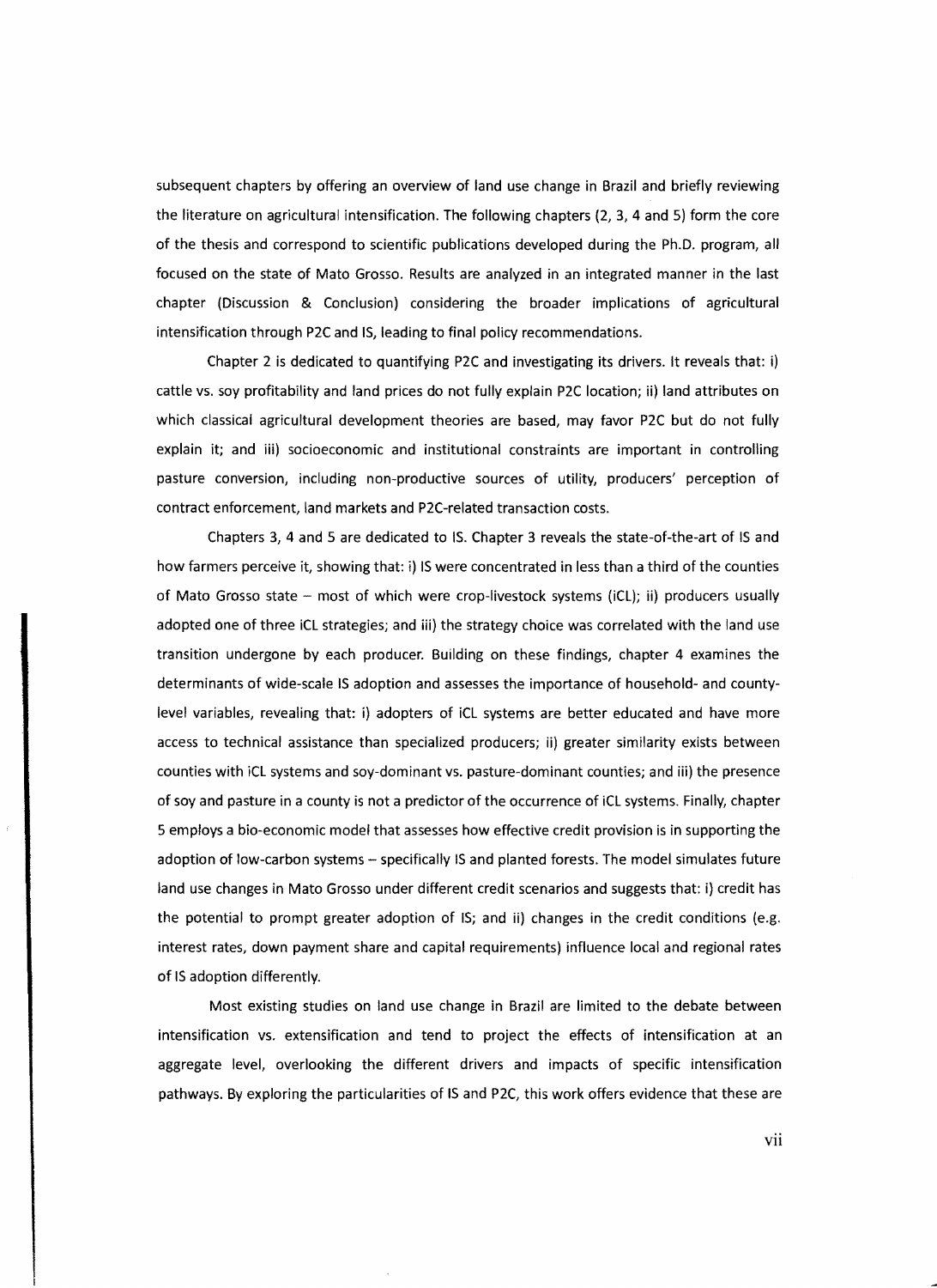subsequent chapters by offering an overview of land use change in Brazil and briefly reviewing the literature on agricultural intensification. The following chapters (2, 3, 4 and 5) form the core of the thesis and correspond to scientific publications developed during the Ph.D. program, all focused on the state of Mato Grosso. Results are analyzed in an integrated manner in the last chapter (Discussion & Conclusion) considering the broader implications of agricultural intensification through P2C and IS, leading to final policy recommendations.

Chapter 2 is dedicated to quantifying P2C and investigating its drivers. It reveals that: i) cattle vs. soy profitability and land prices do not fully explain P2C location; ii) land attributes on which classical agricultural development theories are based, may favor P2C but do not fully explain it; and iii) socioeconomic and institutional constraints are important in controlling pasture conversion, including non-productive sources of utility, producers' perception of contract enforcement, land markets and P2C-related transaction costs.

Chapters 3, 4 and 5 are dedicated to IS. Chapter 3 reveals the state-of-the-art of IS and how farmers perceive it, showing that: i) IS were concentrated in less than a third of the counties of Mato Grosso state – most of which were crop-livestock systems (iCL); ii) producers usually adopted one of three iCL strategies; and iii) the strategy choice was correlated with the land use transition undergone by each producer. Building on these findings, chapter 4 examines the determinants of wide-scale IS adoption and assesses the importance of household- and county-level variables, revealing that: i) adopters of iCL systems are better educated and have more access to technical assistance than specialized producers; ii) greater similarity exists between counties with iCL systems and soy-dominant vs. pasture-dominant counties; and iii) the presence of soy and pasture in a county is not a predictor of the occurrence of iCL systems. Finally, chapter 5 employs a bio-economic model that assesses how effective credit provision is in supporting the adoption of low-carbon systems – specifically IS and planted forests. The model simulates future land use changes in Mato Grosso under different credit scenarios and suggests that: i) credit has the potential to prompt greater adoption of IS; and ii) changes in the credit conditions (e.g. interest rates, down payment share and capital requirements) influence local and regional rates of IS adoption differently.

Most existing studies on land use change in Brazil are limited to the debate between intensification vs. extensification and tend to project the effects of intensification at an aggregate level, overlooking the different drivers and impacts of specific intensification pathways. By exploring the particularities of IS and P2C, this work offers evidence that these are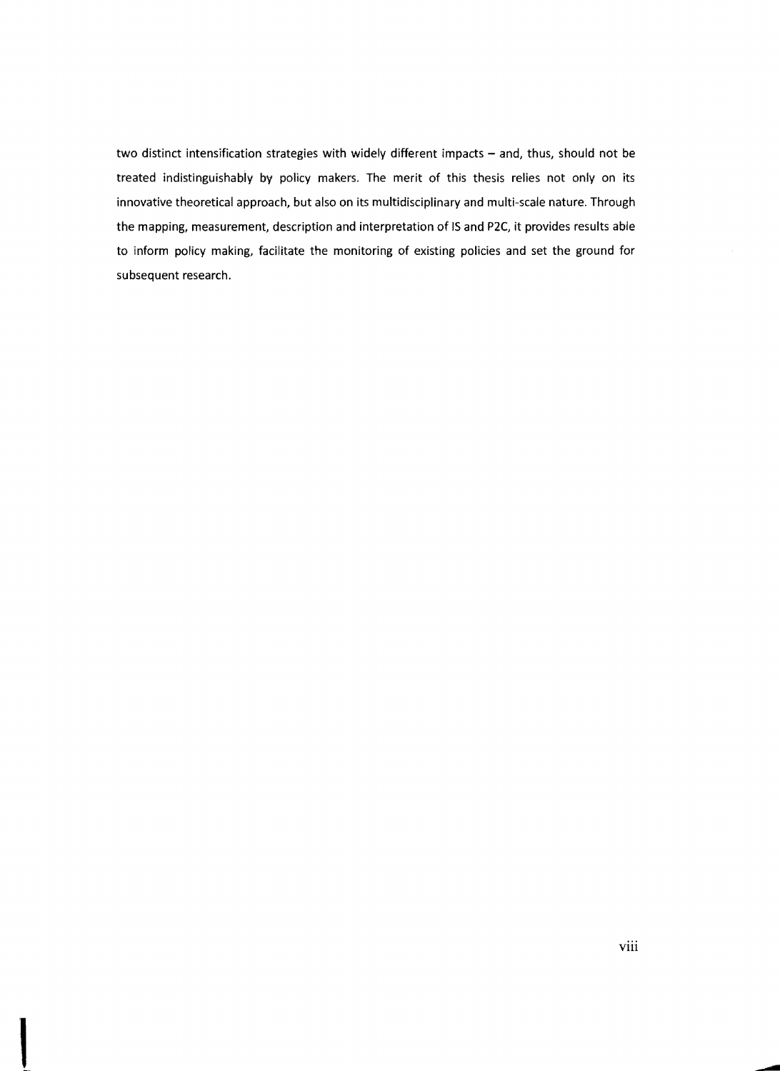two distinct intensification strategies with widely different impacts – and, thus, should not be treated indistinguishably by policy makers. The merit of this thesis relies not only on its innovative theoretical approach, but also on its multidisciplinary and multi-scale nature. Through the mapping, measurement, description and interpretation of IS and P2C, it provides results able to inform policy making, facilitate the monitoring of existing policies and set the ground for subsequent research.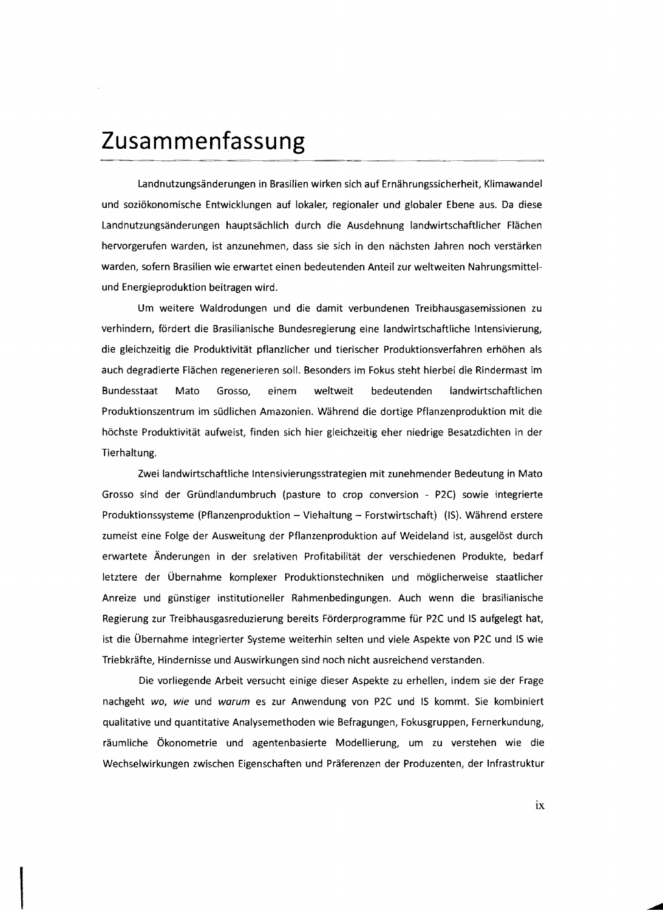# Zusammenfassung

Landnutzungsänderungen in Brasilien wirken sich auf Ernährungssicherheit, Klimawandel und soziökonomische Entwicklungen auf lokaler, regionaler und globaler Ebene aus. Da diese Landnutzungsänderungen hauptsächlich durch die Ausdehnung landwirtschaftlicher Flächen hervorgerufen warden, ist anzunehmen, dass sie sich in den nächsten Jahren noch verstärken warden, sofern Brasilien wie erwartet einen bedeutenden Anteil zur weltweiten Nahrungsmittel- und Energieproduktion beitragen wird.

Um weitere Waldrodungen und die damit verbundenen Treibhausgasemissionen zu verhindern, fördert die Brasilianische Bundesregierung eine landwirtschaftliche Intensivierung, die gleichzeitig die Produktivität pflanzlicher und tierischer Produktionsverfahren erhöhen als auch degradierte Flächen regenerieren soll. Besonders im Fokus steht hierbei die Rindermast im Bundesstaat Mato Grosso, einem weltweit bedeutenden landwirtschaftlichen Produktionszentrum im südlichen Amazonien. Während die dortige Pflanzenproduktion mit die höchste Produktivität aufweist, finden sich hier gleichzeitig eher niedrige Besatzdichten in der Tierhaltung.

Zwei landwirtschaftliche Intensivierungsstrategien mit zunehmender Bedeutung in Mato Grosso sind der Gründlandumbruch (pasture to crop conversion - P2C) sowie integrierte Produktionssysteme (Pflanzenproduktion – Viehaltung – Forstwirtschaft) (IS). Während erstere zumeist eine Folge der Ausweitung der Pflanzenproduktion auf Weideland ist, ausgelöst durch erwartete Änderungen in der srelativen Profitabilität der verschiedenen Produkte, bedarf letztere der Übernahme komplexer Produktionstechniken und möglicherweise staatlicher Anreize und günstiger institutioneller Rahmenbedingungen. Auch wenn die brasilianische Regierung zur Treibhausgasreduzierung bereits Förderprogramme für P2C und IS aufgelegt hat, ist die Übernahme integrierter Systeme weiterhin selten und viele Aspekte von P2C und IS wie Triebkräfte, Hindernisse und Auswirkungen sind noch nicht ausreichend verstanden.

Die vorliegende Arbeit versucht einige dieser Aspekte zu erhellen, indem sie der Frage nachgeht *wo*, *wie* und *warum* es zur Anwendung von P2C und IS kommt. Sie kombiniert qualitative und quantitative Analysemethoden wie Befragungen, Fokusgruppen, Fernerkundung, räumliche Ökonometrie und agentenbasierte Modellierung, um zu verstehen wie die Wechselwirkungen zwischen Eigenschaften und Präferenzen der Produzenten, der Infrastruktur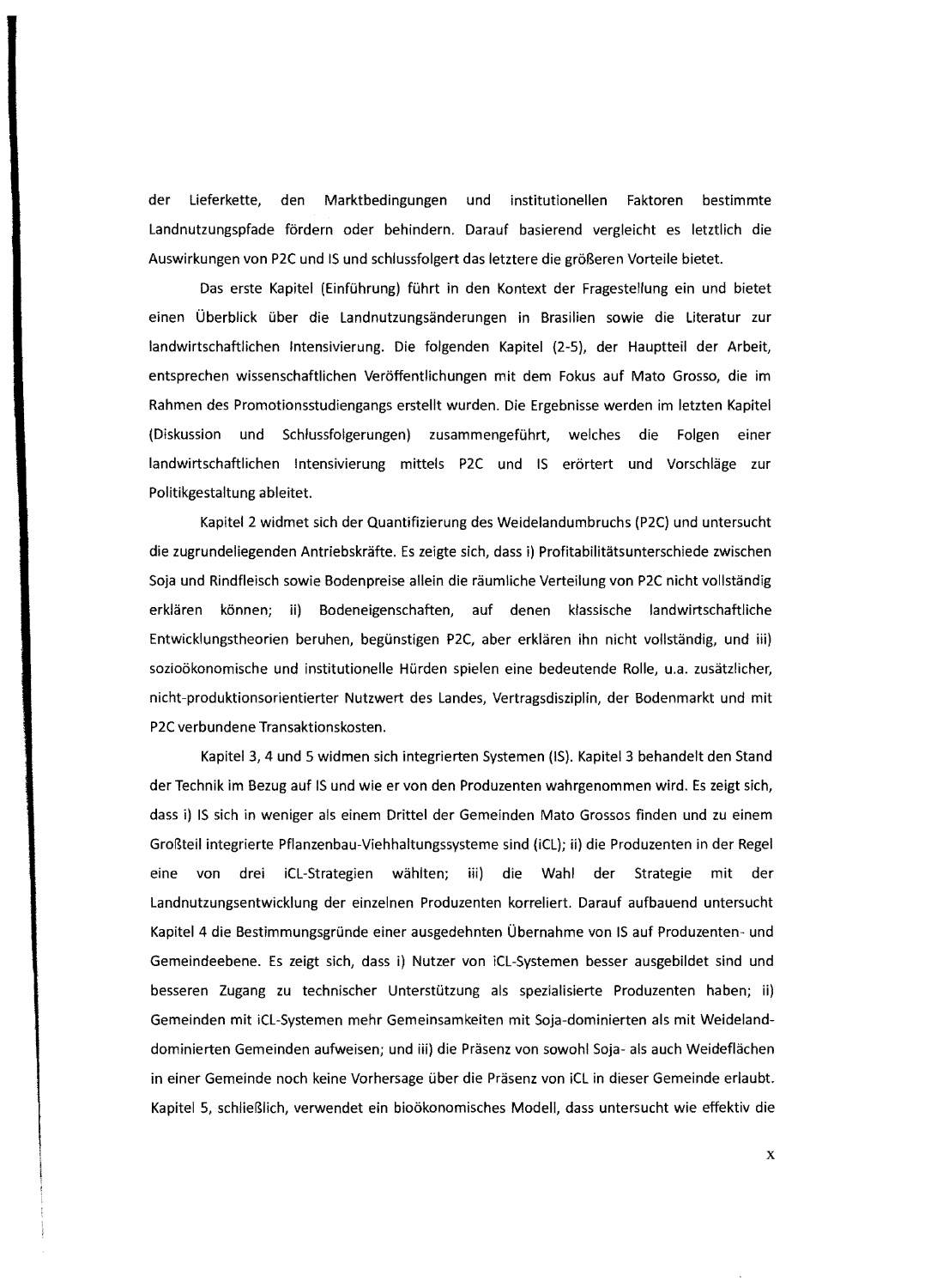der Lieferkette, den Marktbedingungen und institutionellen Faktoren bestimmte Landnutzungspfade fördern oder behindern. Darauf basierend vergleicht es letztlich die Auswirkungen von P2C und IS und schlussfolgert das letztere die größeren Vorteile bietet.

Das erste Kapitel (Einführung) führt in den Kontext der Fragestellung ein und bietet einen Überblick über die Landnutzungsänderungen in Brasilien sowie die Literatur zur landwirtschaftlichen Intensivierung. Die folgenden Kapitel (2-5), der Hauptteil der Arbeit, entsprechen wissenschaftlichen Veröffentlichungen mit dem Fokus auf Mato Grosso, die im Rahmen des Promotionsstudiengangs erstellt wurden. Die Ergebnisse werden im letzten Kapitel (Diskussion und Schlussfolgerungen) zusammengeführt, welches die Folgen einer landwirtschaftlichen Intensivierung mittels P2C und IS erörtert und Vorschläge zur Politikgestaltung ableitet.

Kapitel 2 widmet sich der Quantifizierung des Weidelandumbruchs (P2C) und untersucht die zugrundeliegenden Antriebskräfte. Es zeigte sich, dass i) Profitabilitätsunterschiede zwischen Soja und Rindfleisch sowie Bodenpreise allein die räumliche Verteilung von P2C nicht vollständig erklären können; ii) Bodeneigenschaften, auf denen klassische landwirtschaftliche Entwicklungstheorien beruhen, begünstigen P2C, aber erklären ihn nicht vollständig, und iii) sozioökonomische und institutionelle Hürden spielen eine bedeutende Rolle, u.a. zusätzlicher, nicht-produktionsorientierter Nutzwert des Landes, Vertragsdisziplin, der Bodenmarkt und mit P2C verbundene Transaktionskosten.

Kapitel 3, 4 und 5 widmen sich integrierten Systemen (IS). Kapitel 3 behandelt den Stand der Technik im Bezug auf IS und wie er von den Produzenten wahrgenommen wird. Es zeigt sich, dass i) IS sich in weniger als einem Drittel der Gemeinden Mato Grossos finden und zu einem Großteil integrierte Pflanzenbau-Viehhaltungssysteme sind (iCL); ii) die Produzenten in der Regel eine von drei iCL-Strategien wählten; iii) die Wahl der Strategie mit der Landnutzungsentwicklung der einzelnen Produzenten korreliert. Darauf aufbauend untersucht Kapitel 4 die Bestimmungsgründe einer ausgedehnten Übernahme von IS auf Produzenten- und Gemeindeebene. Es zeigt sich, dass i) Nutzer von iCL-Systemen besser ausgebildet sind und besseren Zugang zu technischer Unterstützung als spezialisierte Produzenten haben; ii) Gemeinden mit iCL-Systemen mehr Gemeinsamkeiten mit Soja-dominierten als mit Weideland-dominierten Gemeinden aufweisen; und iii) die Präsenz von sowohl Soja- als auch Weideflächen in einer Gemeinde noch keine Vorhersage über die Präsenz von iCL in dieser Gemeinde erlaubt. Kapitel 5, schließlich, verwendet ein bioökonomisches Modell, dass untersucht wie effektiv die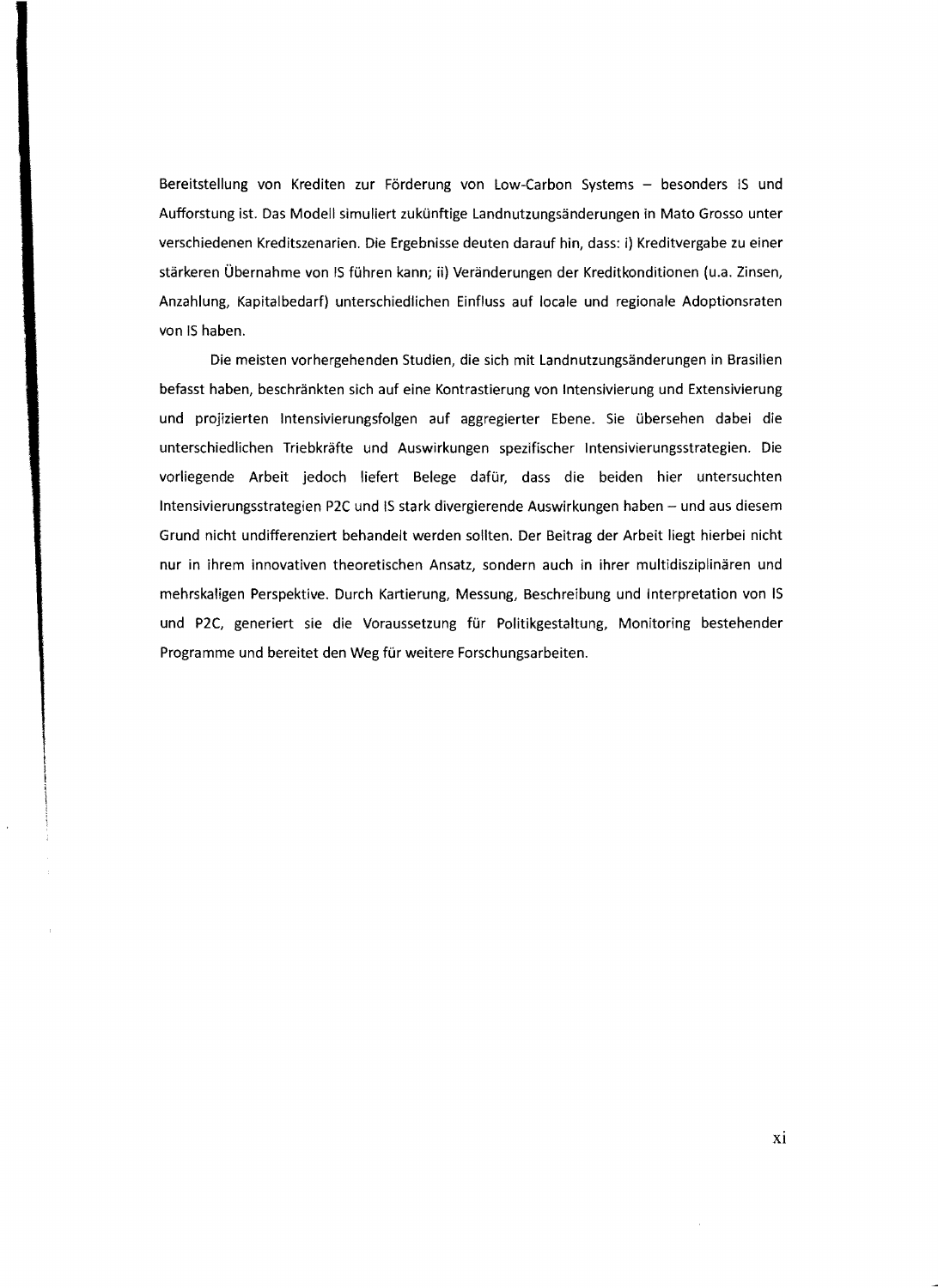Bereitstellung von Krediten zur Förderung von Low-Carbon Systems – besonders IS und Aufforstung ist. Das Modell simuliert zukünftige Landnutzungsänderungen in Mato Grosso unter verschiedenen Kreditszenarien. Die Ergebnisse deuten darauf hin, dass: i) Kreditvergabe zu einer stärkeren Übernahme von IS führen kann; ii) Veränderungen der Kreditkonditionen (u.a. Zinsen, Anzahlung, Kapitalbedarf) unterschiedlichen Einfluss auf locale und regionale Adoptionsraten von IS haben.

Die meisten vorhergehenden Studien, die sich mit Landnutzungsänderungen in Brasilien befasst haben, beschränkten sich auf eine Kontrastierung von Intensivierung und Extensivierung und projizierten Intensivierungsfolgen auf aggregierter Ebene. Sie übersehen dabei die unterschiedlichen Triebkräfte und Auswirkungen spezifischer Intensivierungsstrategien. Die vorliegende Arbeit jedoch liefert Belege dafür, dass die beiden hier untersuchten Intensivierungsstrategien P2C und IS stark divergierende Auswirkungen haben – und aus diesem Grund nicht undifferenziert behandelt werden sollten. Der Beitrag der Arbeit liegt hierbei nicht nur in ihrem innovativen theoretischen Ansatz, sondern auch in ihrer multidisziplinären und mehrskaligen Perspektive. Durch Kartierung, Messung, Beschreibung und Interpretation von IS und P2C, generiert sie die Voraussetzung für Politikgestaltung, Monitoring bestehender Programme und bereitet den Weg für weitere Forschungsarbeiten.